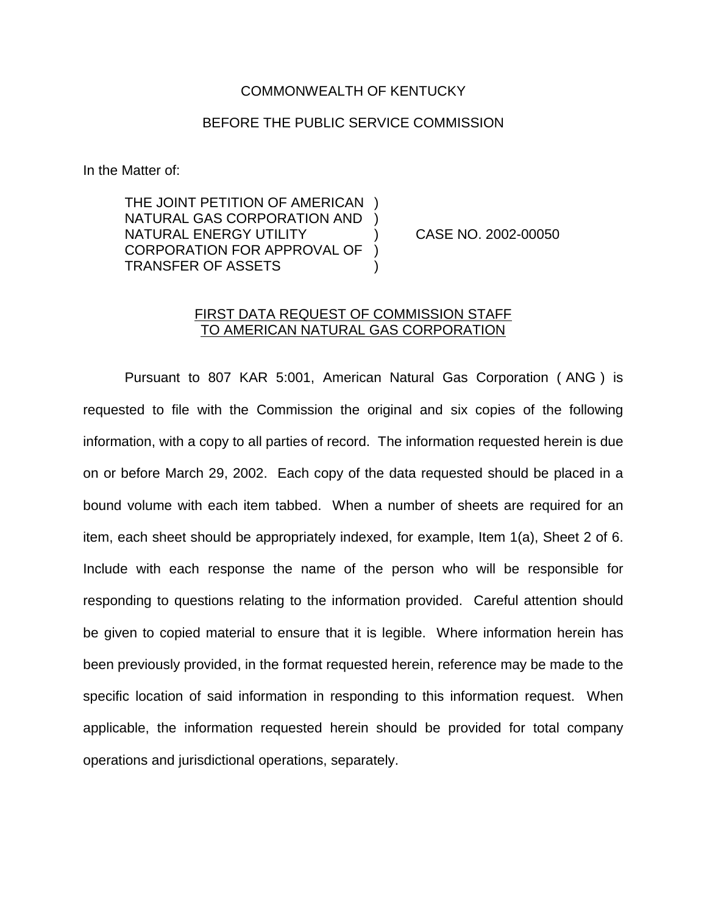COMMONWEALTH OF KENTUCKY

BEFORE THE PUBLIC SERVICE COMMISSION

In the Matter of:

THE JOINT PETITION OF AMERICAN NATURAL GAS CORPORATION AND NATURAL ENERGY UTILITY CORPORATION FOR APPROVAL OF TRANSFER OF ASSETS ) CASE NO. 2002-00050

FIRST DATA REQUEST OF COMMISSION STAFF TO AMERICAN NATURAL GAS CORPORATION

Pursuant to 807 KAR 5:001, American Natural Gas Corporation ( ANG ) is requested to file with the Commission the original and six copies of the following information, with a copy to all parties of record. The information requested herein is due on or before March 29, 2002. Each copy of the data requested should be placed in a bound volume with each item tabbed. When a number of sheets are required for an item, each sheet should be appropriately indexed, for example, Item 1(a), Sheet 2 of 6. Include with each response the name of the person who will be responsible for responding to questions relating to the information provided. Careful attention should be given to copied material to ensure that it is legible. Where information herein has been previously provided, in the format requested herein, reference may be made to the specific location of said information in responding to this information request. When applicable, the information requested herein should be provided for total company operations and jurisdictional operations, separately.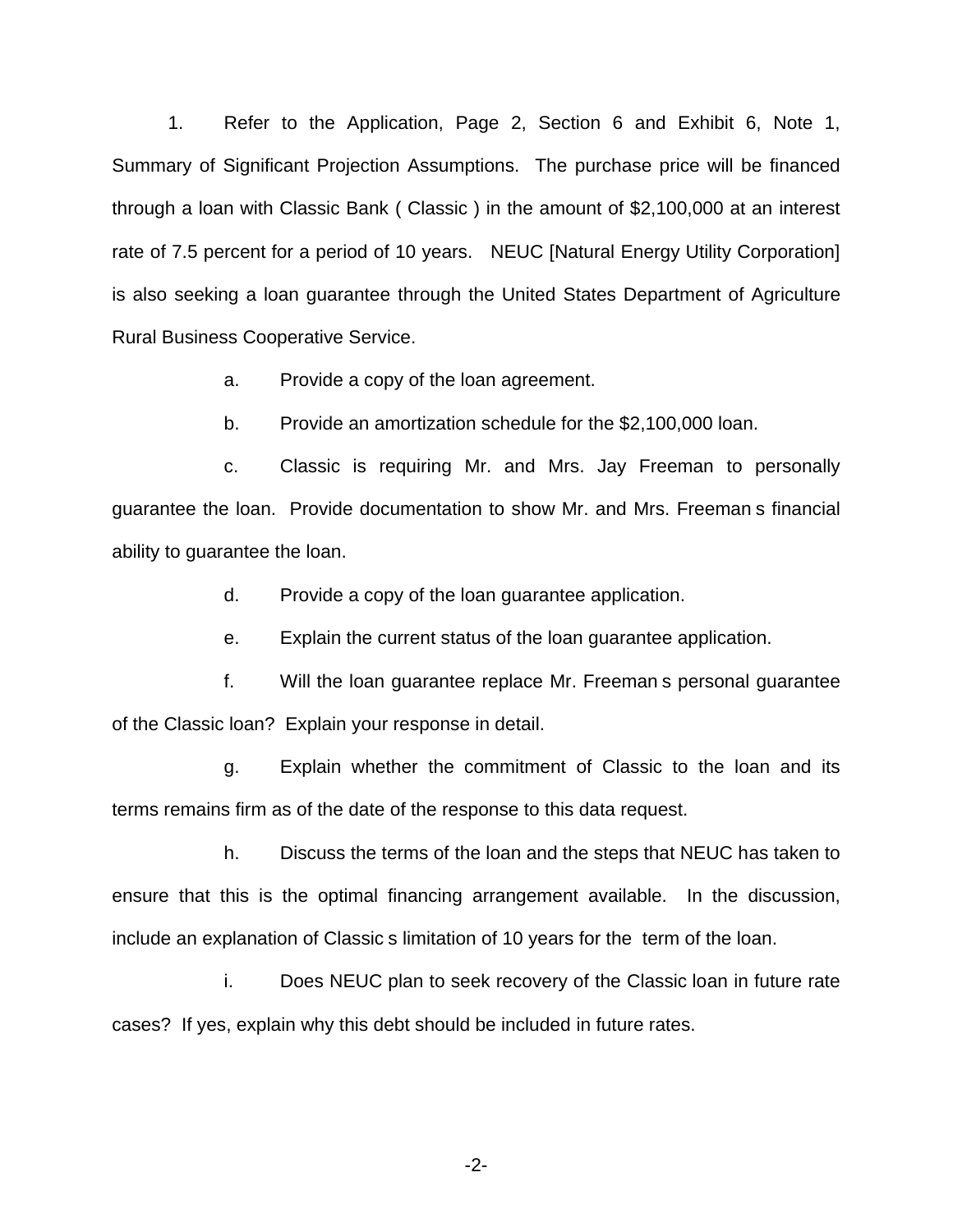1. Refer to the Application, Page 2, Section 6 and Exhibit 6, Note 1, Summary of Significant Projection Assumptions. The purchase price will be financed through a loan with Classic Bank ( Classic ) in the amount of $2,100,000 at an interest rate of 7.5 percent for a period of 10 years. NEUC [Natural Energy Utility Corporation] is also seeking a loan guarantee through the United States Department of Agriculture Rural Business Cooperative Service.

    a. Provide a copy of the loan agreement.

    b. Provide an amortization schedule for the $2,100,000 loan.

    c. Classic is requiring Mr. and Mrs. Jay Freeman to personally guarantee the loan. Provide documentation to show Mr. and Mrs. Freeman s financial ability to guarantee the loan.

    d. Provide a copy of the loan guarantee application.

    e. Explain the current status of the loan guarantee application.

    f. Will the loan guarantee replace Mr. Freeman s personal guarantee of the Classic loan? Explain your response in detail.

    g. Explain whether the commitment of Classic to the loan and its terms remains firm as of the date of the response to this data request.

    h. Discuss the terms of the loan and the steps that NEUC has taken to ensure that this is the optimal financing arrangement available. In the discussion, include an explanation of Classic s limitation of 10 years for the term of the loan.

    i. Does NEUC plan to seek recovery of the Classic loan in future rate cases? If yes, explain why this debt should be included in future rates.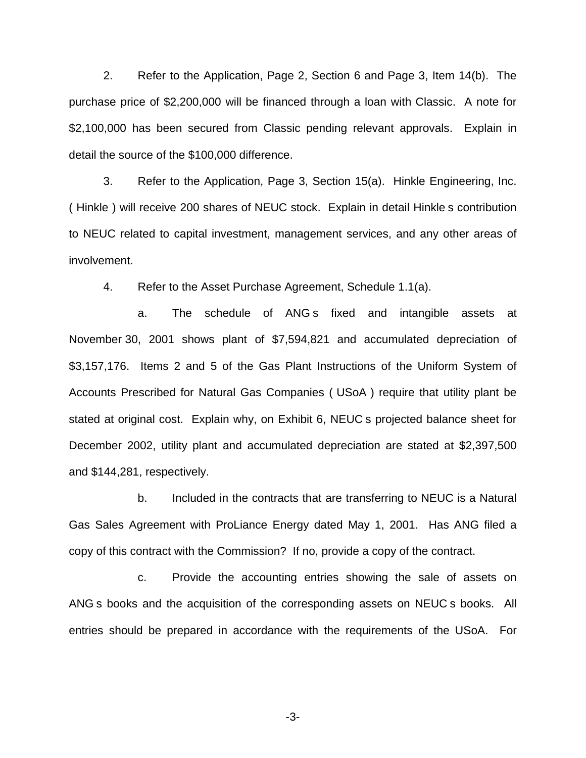2. Refer to the Application, Page 2, Section 6 and Page 3, Item 14(b). The purchase price of $2,200,000 will be financed through a loan with Classic. A note for $2,100,000 has been secured from Classic pending relevant approvals. Explain in detail the source of the $100,000 difference.

3. Refer to the Application, Page 3, Section 15(a). Hinkle Engineering, Inc. ( Hinkle ) will receive 200 shares of NEUC stock. Explain in detail Hinkle s contribution to NEUC related to capital investment, management services, and any other areas of involvement.

4. Refer to the Asset Purchase Agreement, Schedule 1.1(a).

a. The schedule of ANG s fixed and intangible assets at November 30, 2001 shows plant of $7,594,821 and accumulated depreciation of $3,157,176. Items 2 and 5 of the Gas Plant Instructions of the Uniform System of Accounts Prescribed for Natural Gas Companies ( USoA ) require that utility plant be stated at original cost. Explain why, on Exhibit 6, NEUC s projected balance sheet for December 2002, utility plant and accumulated depreciation are stated at $2,397,500 and $144,281, respectively.

b. Included in the contracts that are transferring to NEUC is a Natural Gas Sales Agreement with ProLiance Energy dated May 1, 2001. Has ANG filed a copy of this contract with the Commission? If no, provide a copy of the contract.

c. Provide the accounting entries showing the sale of assets on ANG s books and the acquisition of the corresponding assets on NEUC s books. All entries should be prepared in accordance with the requirements of the USoA. For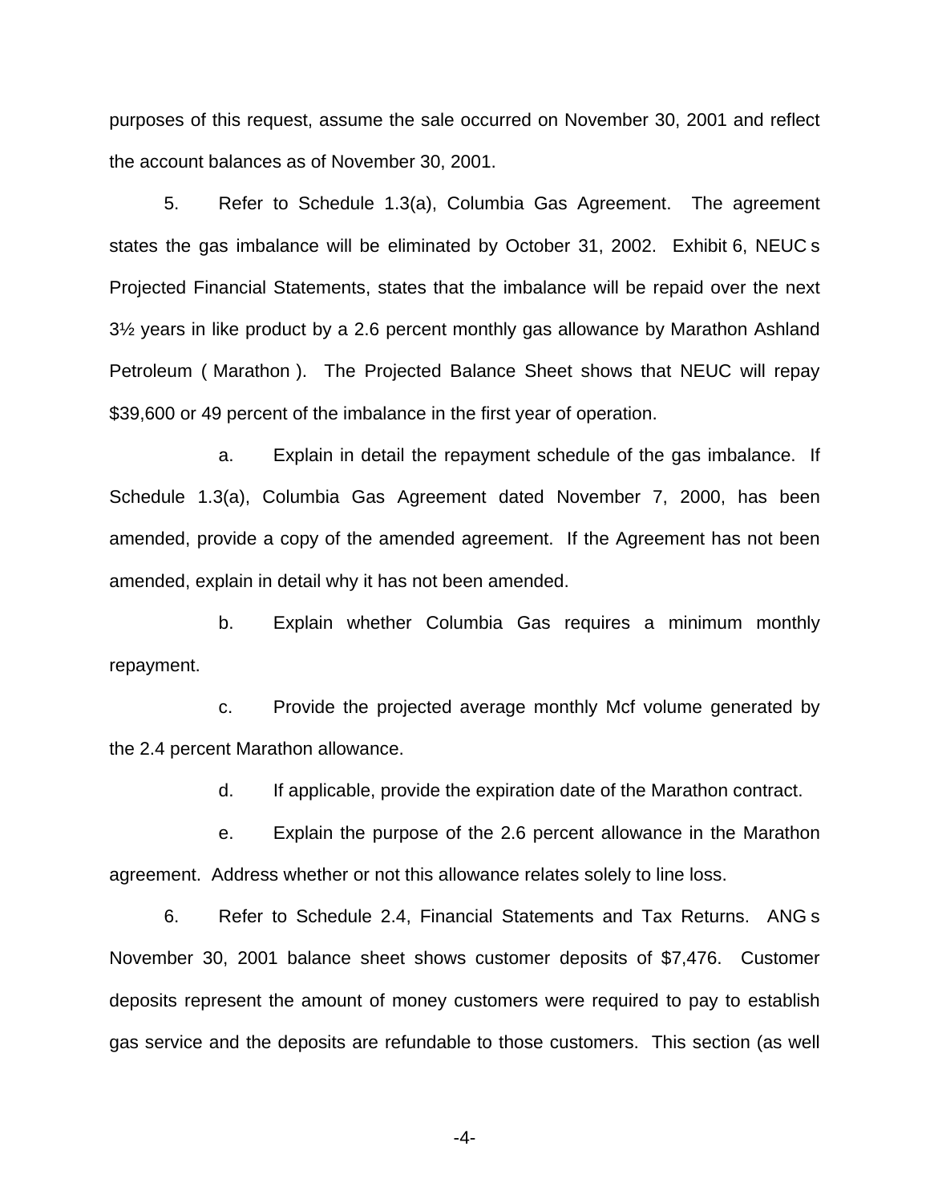purposes of this request, assume the sale occurred on November 30, 2001 and reflect the account balances as of November 30, 2001.

5. Refer to Schedule 1.3(a), Columbia Gas Agreement. The agreement states the gas imbalance will be eliminated by October 31, 2002. Exhibit 6, NEUC s Projected Financial Statements, states that the imbalance will be repaid over the next 3½ years in like product by a 2.6 percent monthly gas allowance by Marathon Ashland Petroleum ( Marathon ). The Projected Balance Sheet shows that NEUC will repay $39,600 or 49 percent of the imbalance in the first year of operation.

a. Explain in detail the repayment schedule of the gas imbalance. If Schedule 1.3(a), Columbia Gas Agreement dated November 7, 2000, has been amended, provide a copy of the amended agreement. If the Agreement has not been amended, explain in detail why it has not been amended.

b. Explain whether Columbia Gas requires a minimum monthly repayment.

c. Provide the projected average monthly Mcf volume generated by the 2.4 percent Marathon allowance.

d. If applicable, provide the expiration date of the Marathon contract.

e. Explain the purpose of the 2.6 percent allowance in the Marathon agreement. Address whether or not this allowance relates solely to line loss.

6. Refer to Schedule 2.4, Financial Statements and Tax Returns. ANG s November 30, 2001 balance sheet shows customer deposits of $7,476. Customer deposits represent the amount of money customers were required to pay to establish gas service and the deposits are refundable to those customers. This section (as well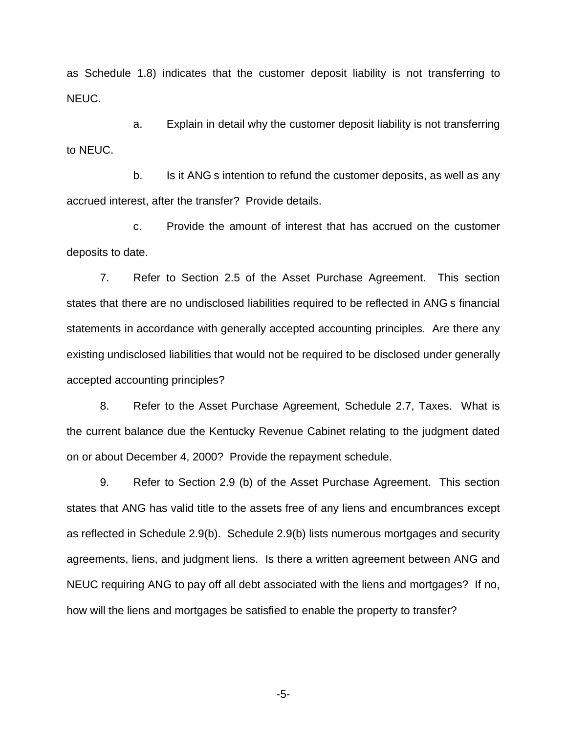as Schedule 1.8) indicates that the customer deposit liability is not transferring to NEUC.

a. Explain in detail why the customer deposit liability is not transferring to NEUC.

b. Is it ANG s intention to refund the customer deposits, as well as any accrued interest, after the transfer? Provide details.

c. Provide the amount of interest that has accrued on the customer deposits to date.

7. Refer to Section 2.5 of the Asset Purchase Agreement. This section states that there are no undisclosed liabilities required to be reflected in ANG s financial statements in accordance with generally accepted accounting principles. Are there any existing undisclosed liabilities that would not be required to be disclosed under generally accepted accounting principles?

8. Refer to the Asset Purchase Agreement, Schedule 2.7, Taxes. What is the current balance due the Kentucky Revenue Cabinet relating to the judgment dated on or about December 4, 2000? Provide the repayment schedule.

9. Refer to Section 2.9 (b) of the Asset Purchase Agreement. This section states that ANG has valid title to the assets free of any liens and encumbrances except as reflected in Schedule 2.9(b). Schedule 2.9(b) lists numerous mortgages and security agreements, liens, and judgment liens. Is there a written agreement between ANG and NEUC requiring ANG to pay off all debt associated with the liens and mortgages? If no, how will the liens and mortgages be satisfied to enable the property to transfer?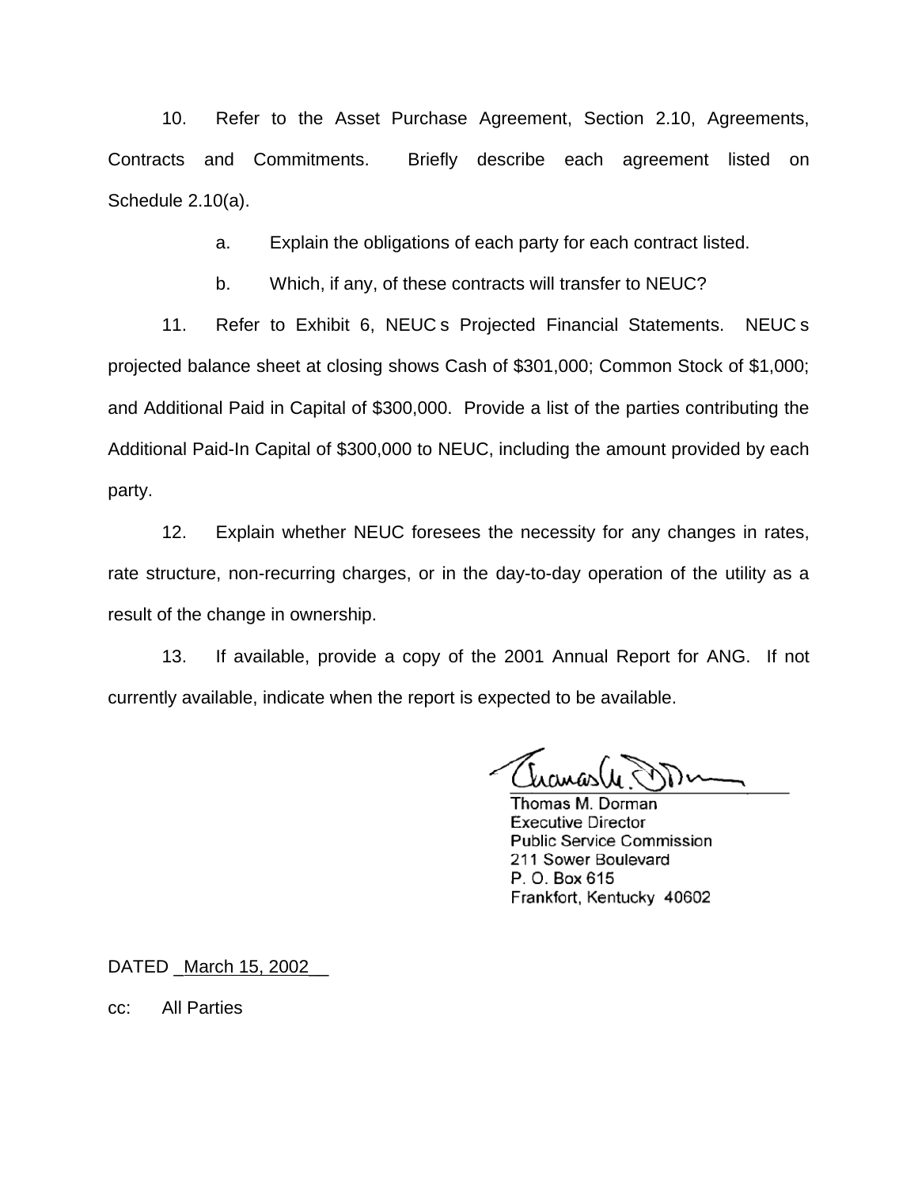10. Refer to the Asset Purchase Agreement, Section 2.10, Agreements, Contracts and Commitments. Briefly describe each agreement listed on Schedule 2.10(a).

a. Explain the obligations of each party for each contract listed.

b. Which, if any, of these contracts will transfer to NEUC?

11. Refer to Exhibit 6, NEUC s Projected Financial Statements. NEUC s projected balance sheet at closing shows Cash of $301,000; Common Stock of $1,000; and Additional Paid in Capital of $300,000. Provide a list of the parties contributing the Additional Paid-In Capital of $300,000 to NEUC, including the amount provided by each party.

12. Explain whether NEUC foresees the necessity for any changes in rates, rate structure, non-recurring charges, or in the day-to-day operation of the utility as a result of the change in ownership.

13. If available, provide a copy of the 2001 Annual Report for ANG. If not currently available, indicate when the report is expected to be available.

Thomas M. Dorman
Executive Director
Public Service Commission
211 Sower Boulevard
P. O. Box 615
Frankfort, Kentucky 40602

DATED _March 15, 2002__

cc: All Parties